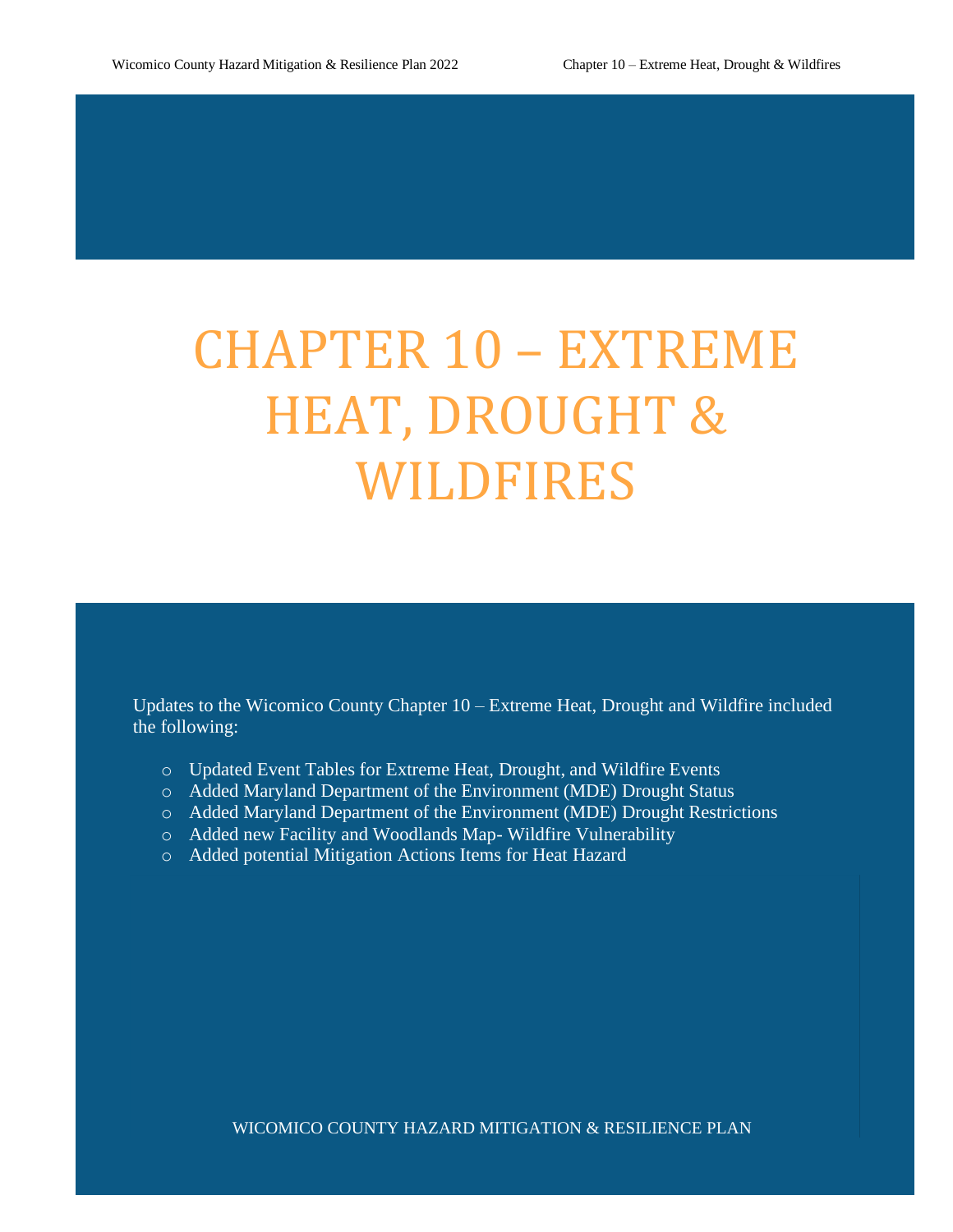# CHAPTER 10 – EXTREME HEAT, DROUGHT & WILDFIRES

Updates to the Wicomico County Chapter 10 – Extreme Heat, Drought and Wildfire included the following:

- Updated Event Tables for Extreme Heat, Drought, and Wildfire Events
- Added Maryland Department of the Environment (MDE) Drought Status
- Added Maryland Department of the Environment (MDE) Drought Restrictions
- Added new Facility and Woodlands Map- Wildfire Vulnerability
- Added potential Mitigation Actions Items for Heat Hazard

WICOMICO COUNTY HAZARD MITIGATION & RESILIENCE PLAN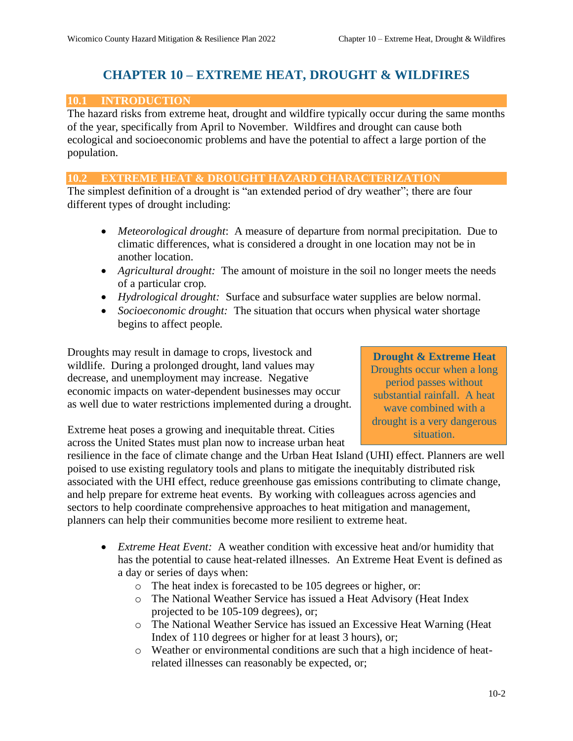# CHAPTER 10 – EXTREME HEAT, DROUGHT & WILDFIRES

## 10.1 INTRODUCTION

The hazard risks from extreme heat, drought and wildfire typically occur during the same months of the year, specifically from April to November. Wildfires and drought can cause both ecological and socioeconomic problems and have the potential to affect a large portion of the population.

## 10.2 EXTREME HEAT & DROUGHT HAZARD CHARACTERIZATION

The simplest definition of a drought is "an extended period of dry weather"; there are four different types of drought including:

- *Meteorological drought*: A measure of departure from normal precipitation. Due to climatic differences, what is considered a drought in one location may not be in another location.
- *Agricultural drought:* The amount of moisture in the soil no longer meets the needs of a particular crop.
- *Hydrological drought:* Surface and subsurface water supplies are below normal.
- *Socioeconomic drought:* The situation that occurs when physical water shortage begins to affect people.

Droughts may result in damage to crops, livestock and wildlife. During a prolonged drought, land values may decrease, and unemployment may increase. Negative economic impacts on water-dependent businesses may occur as well due to water restrictions implemented during a drought.

> **Drought & Extreme Heat**
> Droughts occur when a long period passes without substantial rainfall. A heat wave combined with a drought is a very dangerous situation.

Extreme heat poses a growing and inequitable threat. Cities across the United States must plan now to increase urban heat resilience in the face of climate change and the Urban Heat Island (UHI) effect. Planners are well poised to use existing regulatory tools and plans to mitigate the inequitably distributed risk associated with the UHI effect, reduce greenhouse gas emissions contributing to climate change, and help prepare for extreme heat events. By working with colleagues across agencies and sectors to help coordinate comprehensive approaches to heat mitigation and management, planners can help their communities become more resilient to extreme heat.

- *Extreme Heat Event:* A weather condition with excessive heat and/or humidity that has the potential to cause heat-related illnesses. An Extreme Heat Event is defined as a day or series of days when:
  - The heat index is forecasted to be 105 degrees or higher, or:
  - The National Weather Service has issued a Heat Advisory (Heat Index projected to be 105-109 degrees), or;
  - The National Weather Service has issued an Excessive Heat Warning (Heat Index of 110 degrees or higher for at least 3 hours), or;
  - Weather or environmental conditions are such that a high incidence of heat-related illnesses can reasonably be expected, or;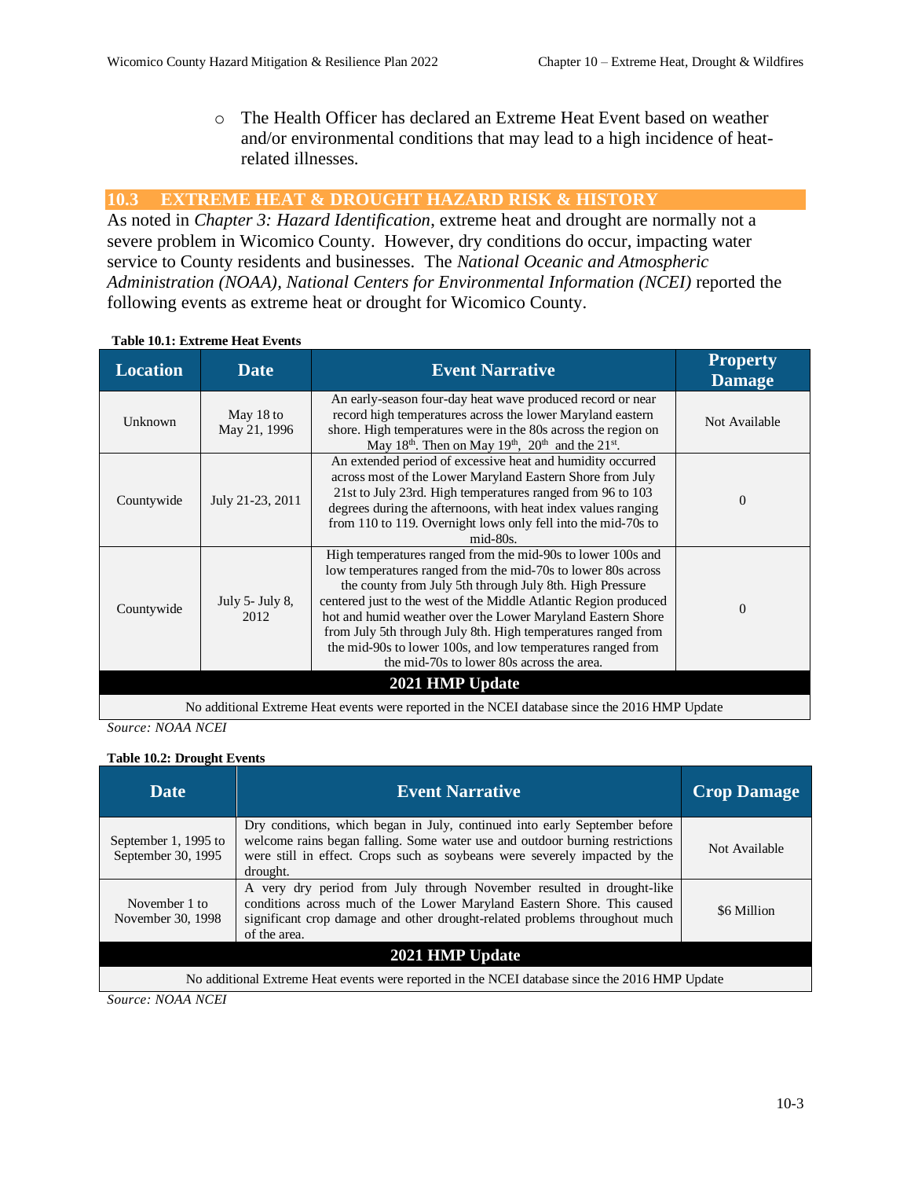- The Health Officer has declared an Extreme Heat Event based on weather and/or environmental conditions that may lead to a high incidence of heat-related illnesses.

## 10.3 EXTREME HEAT & DROUGHT HAZARD RISK & HISTORY

As noted in *Chapter 3: Hazard Identification*, extreme heat and drought are normally not a severe problem in Wicomico County. However, dry conditions do occur, impacting water service to County residents and businesses. The *National Oceanic and Atmospheric Administration (NOAA), National Centers for Environmental Information (NCEI)* reported the following events as extreme heat or drought for Wicomico County.

**Table 10.1: Extreme Heat Events**

| Location | Date | Event Narrative | Property Damage |
|---|---|---|---|
| Unknown | May 18 to May 21, 1996 | An early-season four-day heat wave produced record or near record high temperatures across the lower Maryland eastern shore. High temperatures were in the 80s across the region on May 18th. Then on May 19th, 20th and the 21st. | Not Available |
| Countywide | July 21-23, 2011 | An extended period of excessive heat and humidity occurred across most of the Lower Maryland Eastern Shore from July 21st to July 23rd. High temperatures ranged from 96 to 103 degrees during the afternoons, with heat index values ranging from 110 to 119. Overnight lows only fell into the mid-70s to mid-80s. | 0 |
| Countywide | July 5- July 8, 2012 | High temperatures ranged from the mid-90s to lower 100s and low temperatures ranged from the mid-70s to lower 80s across the county from July 5th through July 8th. High Pressure centered just to the west of the Middle Atlantic Region produced hot and humid weather over the Lower Maryland Eastern Shore from July 5th through July 8th. High temperatures ranged from the mid-90s to lower 100s, and low temperatures ranged from the mid-70s to lower 80s across the area. | 0 |
| **2021 HMP Update** | | | |
| No additional Extreme Heat events were reported in the NCEI database since the 2016 HMP Update | | | |

*Source: NOAA NCEI*

**Table 10.2: Drought Events**

| Date | Event Narrative | Crop Damage |
|---|---|---|
| September 1, 1995 to September 30, 1995 | Dry conditions, which began in July, continued into early September before welcome rains began falling. Some water use and outdoor burning restrictions were still in effect. Crops such as soybeans were severely impacted by the drought. | Not Available |
| November 1 to November 30, 1998 | A very dry period from July through November resulted in drought-like conditions across much of the Lower Maryland Eastern Shore. This caused significant crop damage and other drought-related problems throughout much of the area. | $6 Million |
| **2021 HMP Update** | | |
| No additional Extreme Heat events were reported in the NCEI database since the 2016 HMP Update | | |

*Source: NOAA NCEI*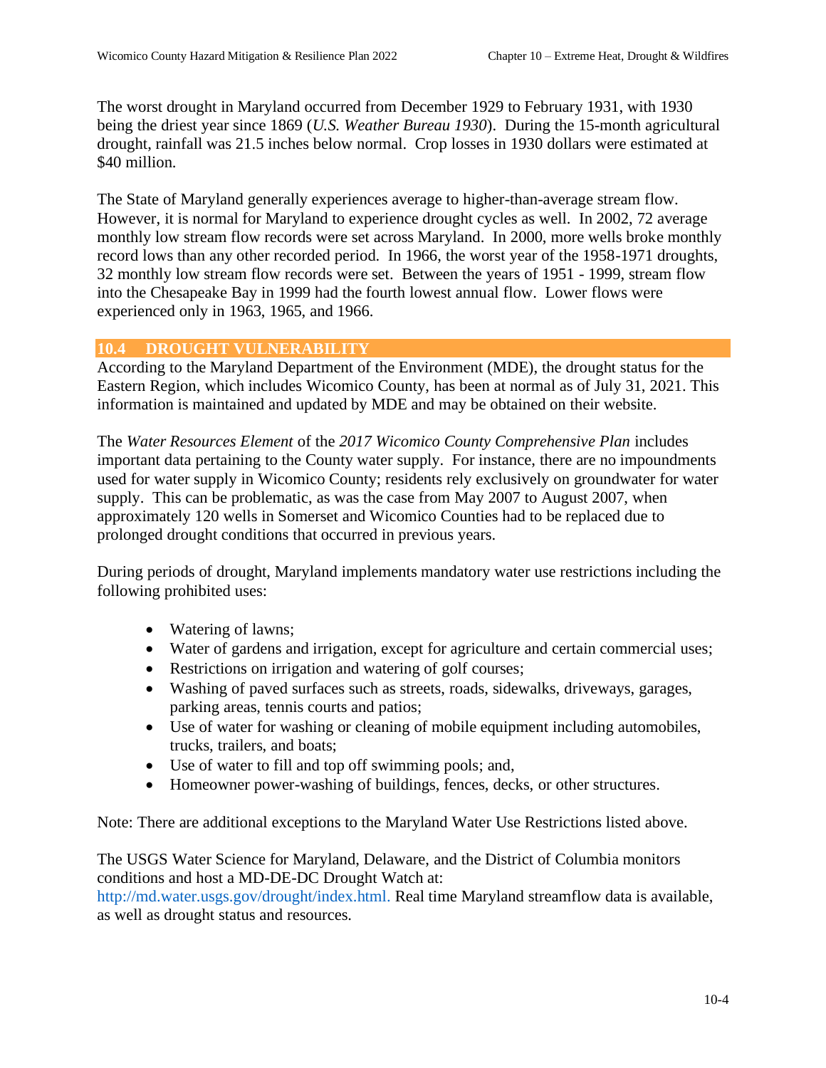The worst drought in Maryland occurred from December 1929 to February 1931, with 1930 being the driest year since 1869 (*U.S. Weather Bureau 1930*). During the 15-month agricultural drought, rainfall was 21.5 inches below normal. Crop losses in 1930 dollars were estimated at $40 million.

The State of Maryland generally experiences average to higher-than-average stream flow. However, it is normal for Maryland to experience drought cycles as well. In 2002, 72 average monthly low stream flow records were set across Maryland. In 2000, more wells broke monthly record lows than any other recorded period. In 1966, the worst year of the 1958-1971 droughts, 32 monthly low stream flow records were set. Between the years of 1951 - 1999, stream flow into the Chesapeake Bay in 1999 had the fourth lowest annual flow. Lower flows were experienced only in 1963, 1965, and 1966.

## 10.4 DROUGHT VULNERABILITY

According to the Maryland Department of the Environment (MDE), the drought status for the Eastern Region, which includes Wicomico County, has been at normal as of July 31, 2021. This information is maintained and updated by MDE and may be obtained on their website.

The *Water Resources Element* of the *2017 Wicomico County Comprehensive Plan* includes important data pertaining to the County water supply. For instance, there are no impoundments used for water supply in Wicomico County; residents rely exclusively on groundwater for water supply. This can be problematic, as was the case from May 2007 to August 2007, when approximately 120 wells in Somerset and Wicomico Counties had to be replaced due to prolonged drought conditions that occurred in previous years.

During periods of drought, Maryland implements mandatory water use restrictions including the following prohibited uses:

- Watering of lawns;
- Water of gardens and irrigation, except for agriculture and certain commercial uses;
- Restrictions on irrigation and watering of golf courses;
- Washing of paved surfaces such as streets, roads, sidewalks, driveways, garages, parking areas, tennis courts and patios;
- Use of water for washing or cleaning of mobile equipment including automobiles, trucks, trailers, and boats;
- Use of water to fill and top off swimming pools; and,
- Homeowner power-washing of buildings, fences, decks, or other structures.

Note: There are additional exceptions to the Maryland Water Use Restrictions listed above.

The USGS Water Science for Maryland, Delaware, and the District of Columbia monitors conditions and host a MD-DE-DC Drought Watch at:
http://md.water.usgs.gov/drought/index.html. Real time Maryland streamflow data is available, as well as drought status and resources.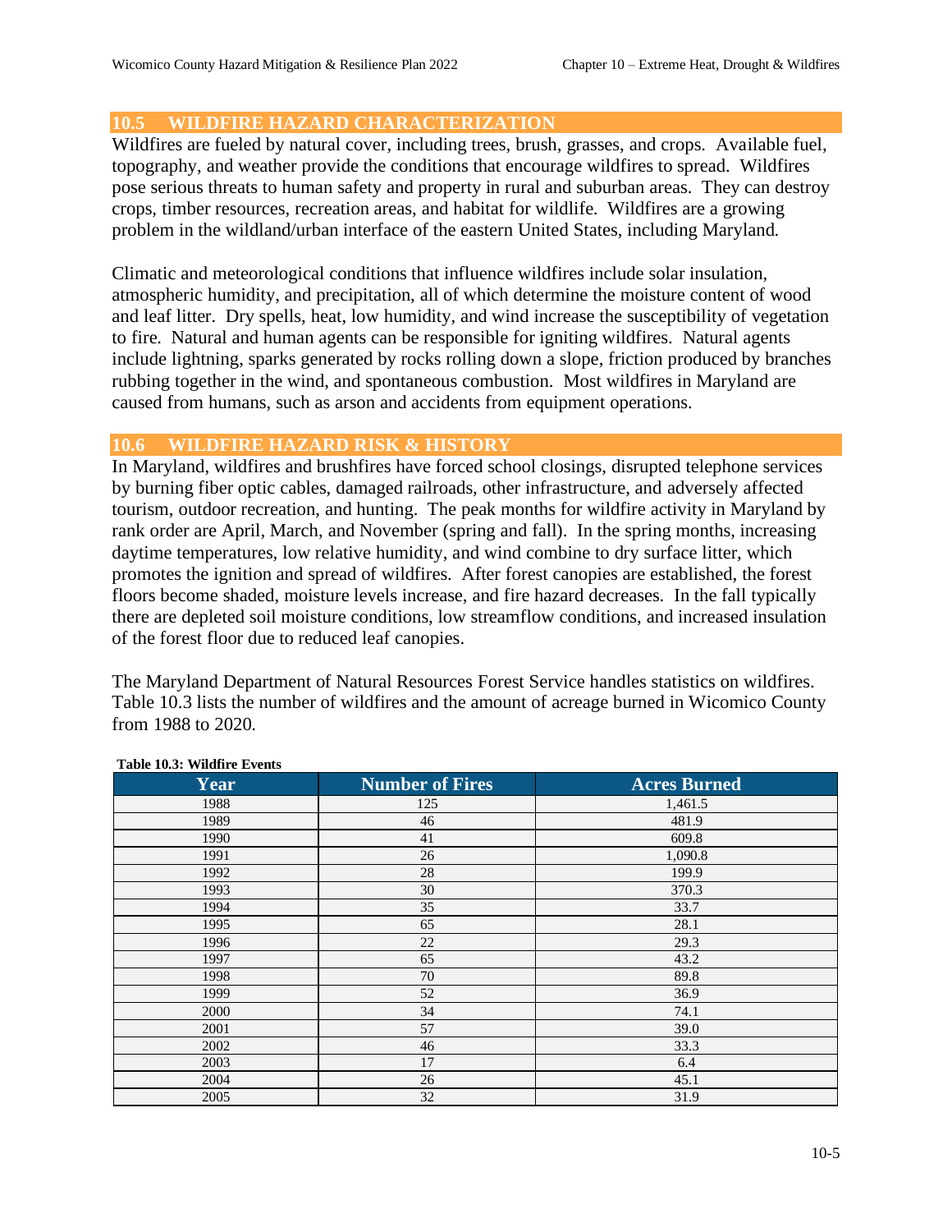## 10.5 WILDFIRE HAZARD CHARACTERIZATION

Wildfires are fueled by natural cover, including trees, brush, grasses, and crops. Available fuel, topography, and weather provide the conditions that encourage wildfires to spread. Wildfires pose serious threats to human safety and property in rural and suburban areas. They can destroy crops, timber resources, recreation areas, and habitat for wildlife. Wildfires are a growing problem in the wildland/urban interface of the eastern United States, including Maryland.

Climatic and meteorological conditions that influence wildfires include solar insulation, atmospheric humidity, and precipitation, all of which determine the moisture content of wood and leaf litter. Dry spells, heat, low humidity, and wind increase the susceptibility of vegetation to fire. Natural and human agents can be responsible for igniting wildfires. Natural agents include lightning, sparks generated by rocks rolling down a slope, friction produced by branches rubbing together in the wind, and spontaneous combustion. Most wildfires in Maryland are caused from humans, such as arson and accidents from equipment operations.

## 10.6 WILDFIRE HAZARD RISK & HISTORY

In Maryland, wildfires and brushfires have forced school closings, disrupted telephone services by burning fiber optic cables, damaged railroads, other infrastructure, and adversely affected tourism, outdoor recreation, and hunting. The peak months for wildfire activity in Maryland by rank order are April, March, and November (spring and fall). In the spring months, increasing daytime temperatures, low relative humidity, and wind combine to dry surface litter, which promotes the ignition and spread of wildfires. After forest canopies are established, the forest floors become shaded, moisture levels increase, and fire hazard decreases. In the fall typically there are depleted soil moisture conditions, low streamflow conditions, and increased insulation of the forest floor due to reduced leaf canopies.

The Maryland Department of Natural Resources Forest Service handles statistics on wildfires. Table 10.3 lists the number of wildfires and the amount of acreage burned in Wicomico County from 1988 to 2020.

**Table 10.3: Wildfire Events**

| Year | Number of Fires | Acres Burned |
|---|---|---|
| 1988 | 125 | 1,461.5 |
| 1989 | 46 | 481.9 |
| 1990 | 41 | 609.8 |
| 1991 | 26 | 1,090.8 |
| 1992 | 28 | 199.9 |
| 1993 | 30 | 370.3 |
| 1994 | 35 | 33.7 |
| 1995 | 65 | 28.1 |
| 1996 | 22 | 29.3 |
| 1997 | 65 | 43.2 |
| 1998 | 70 | 89.8 |
| 1999 | 52 | 36.9 |
| 2000 | 34 | 74.1 |
| 2001 | 57 | 39.0 |
| 2002 | 46 | 33.3 |
| 2003 | 17 | 6.4 |
| 2004 | 26 | 45.1 |
| 2005 | 32 | 31.9 |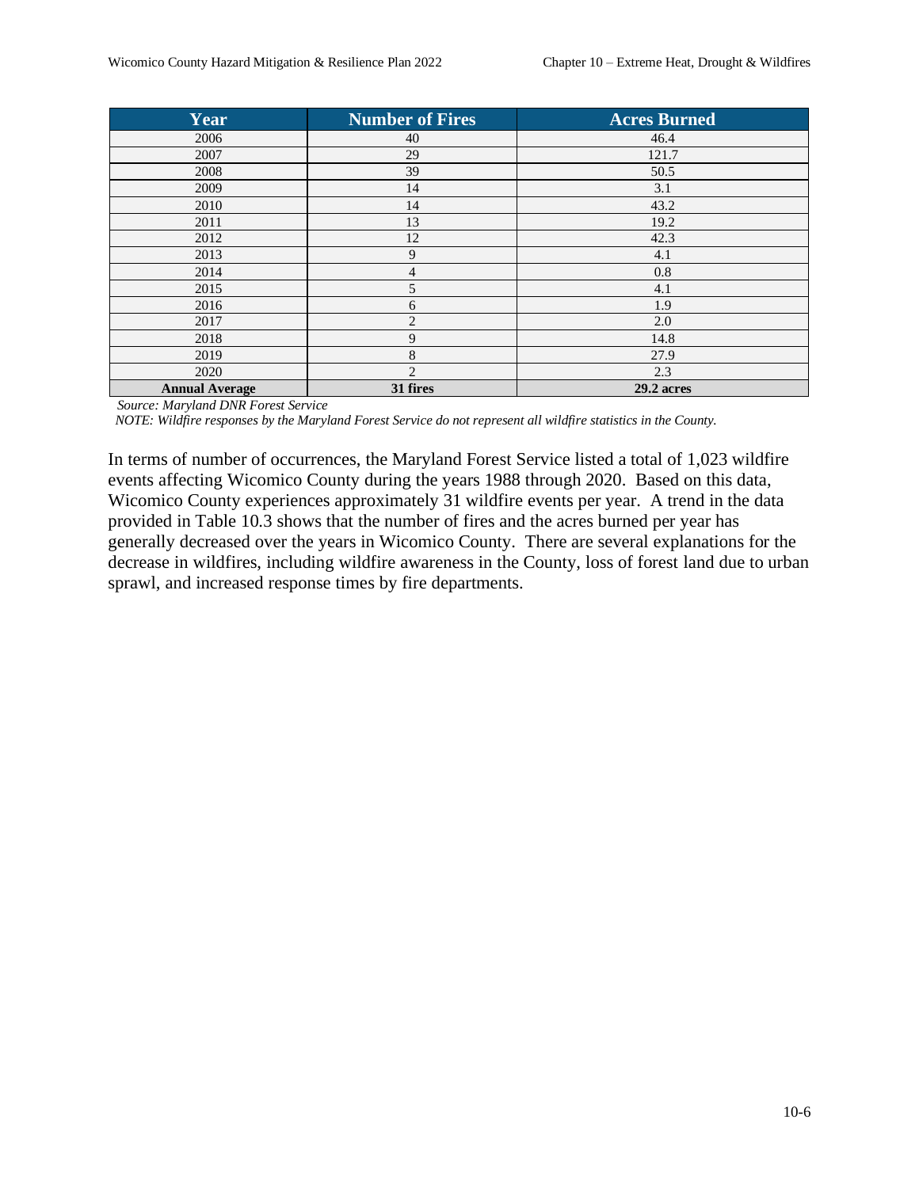| Year | Number of Fires | Acres Burned |
|---|---|---|
| 2006 | 40 | 46.4 |
| 2007 | 29 | 121.7 |
| 2008 | 39 | 50.5 |
| 2009 | 14 | 3.1 |
| 2010 | 14 | 43.2 |
| 2011 | 13 | 19.2 |
| 2012 | 12 | 42.3 |
| 2013 | 9 | 4.1 |
| 2014 | 4 | 0.8 |
| 2015 | 5 | 4.1 |
| 2016 | 6 | 1.9 |
| 2017 | 2 | 2.0 |
| 2018 | 9 | 14.8 |
| 2019 | 8 | 27.9 |
| 2020 | 2 | 2.3 |
| **Annual Average** | **31 fires** | **29.2 acres** |

*Source: Maryland DNR Forest Service*

*NOTE: Wildfire responses by the Maryland Forest Service do not represent all wildfire statistics in the County.*

In terms of number of occurrences, the Maryland Forest Service listed a total of 1,023 wildfire events affecting Wicomico County during the years 1988 through 2020. Based on this data, Wicomico County experiences approximately 31 wildfire events per year. A trend in the data provided in Table 10.3 shows that the number of fires and the acres burned per year has generally decreased over the years in Wicomico County. There are several explanations for the decrease in wildfires, including wildfire awareness in the County, loss of forest land due to urban sprawl, and increased response times by fire departments.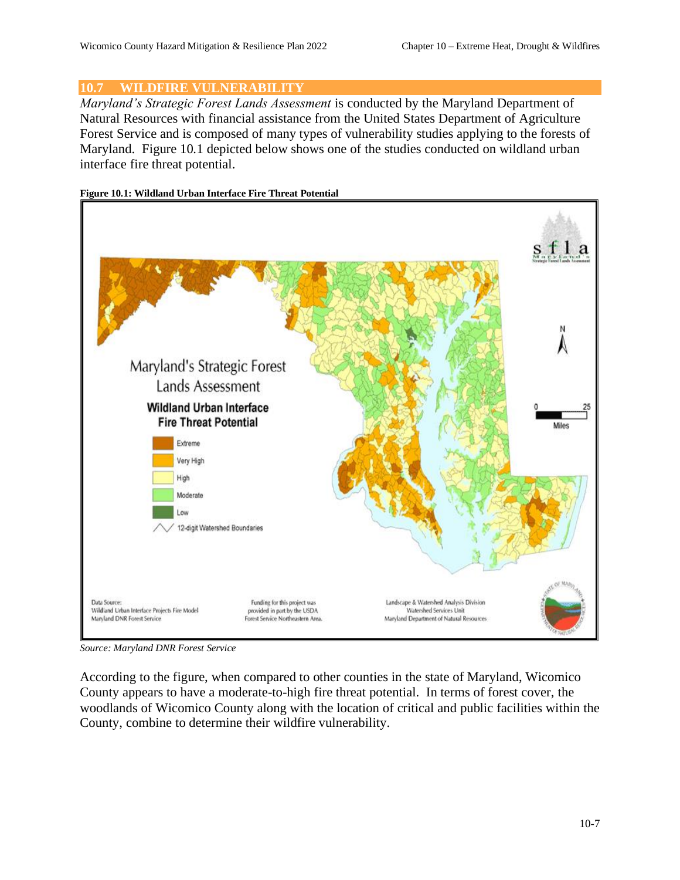## 10.7 WILDFIRE VULNERABILITY

*Maryland's Strategic Forest Lands Assessment* is conducted by the Maryland Department of Natural Resources with financial assistance from the United States Department of Agriculture Forest Service and is composed of many types of vulnerability studies applying to the forests of Maryland. Figure 10.1 depicted below shows one of the studies conducted on wildland urban interface fire threat potential.

**Figure 10.1: Wildland Urban Interface Fire Threat Potential**

*Source: Maryland DNR Forest Service*

According to the figure, when compared to other counties in the state of Maryland, Wicomico County appears to have a moderate-to-high fire threat potential. In terms of forest cover, the woodlands of Wicomico County along with the location of critical and public facilities within the County, combine to determine their wildfire vulnerability.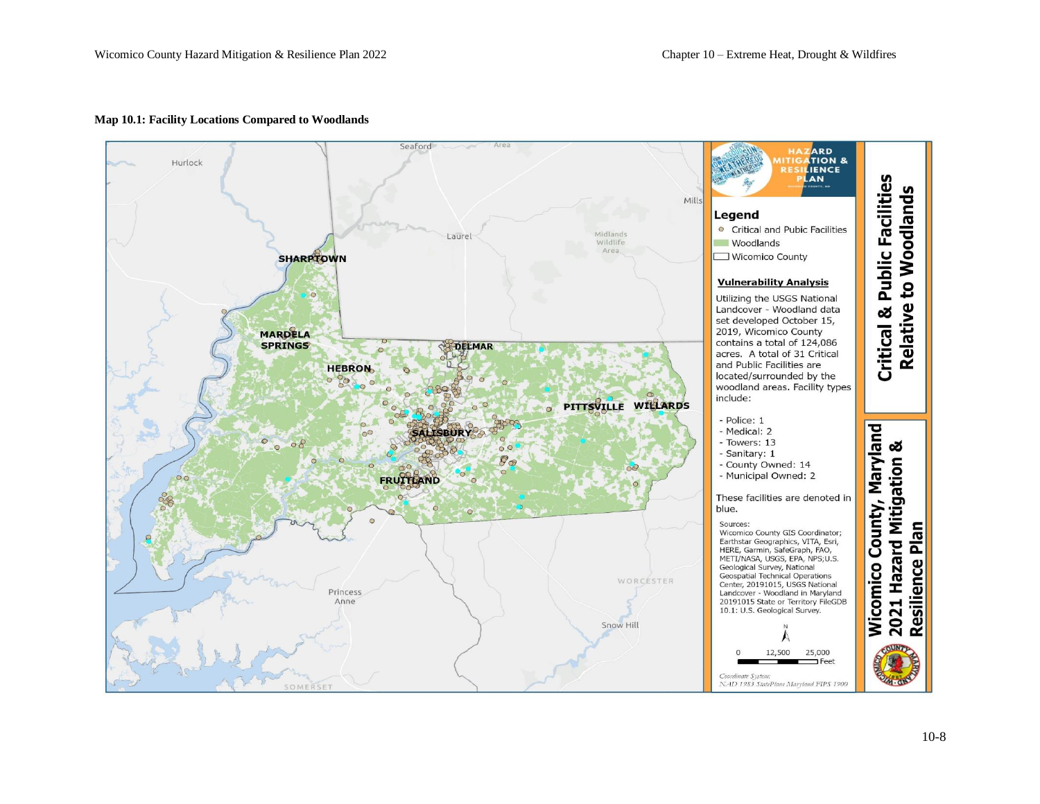**Map 10.1: Facility Locations Compared to Woodlands**

**Critical & Public Facilities Relative to Woodlands**

**Wicomico County, Maryland 2021 Hazard Mitigation & Resilience Plan**

**Legend**

- Critical and Pubic Facilities
- Woodlands
- Wicomico County

**Vulnerability Analysis**

Utilizing the USGS National Landcover - Woodland data set developed October 15, 2019, Wicomico County contains a total of 124,086 acres. A total of 31 Critical and Public Facilities are located/surrounded by the woodland areas. Facility types include:

- Police: 1
- Medical: 2
- Towers: 13
- Sanitary: 1
- County Owned: 14
- Municipal Owned: 2

These facilities are denoted in blue.

Sources:
Wicomico County GIS Coordinator; Earthstar Geographics, VITA, Esri, HERE, Garmin, SafeGraph, FAO, METI/NASA, USGS, EPA, NPS;U.S. Geological Survey, National Geospatial Technical Operations Center, 20191015, USGS National Landcover - Woodland in Maryland 20191015 State or Territory FileGDB 10.1: U.S. Geological Survey.

0 12,500 25,000 Feet

*Coordinate System: NAD 1983 StatePlane Maryland FIPS 1900*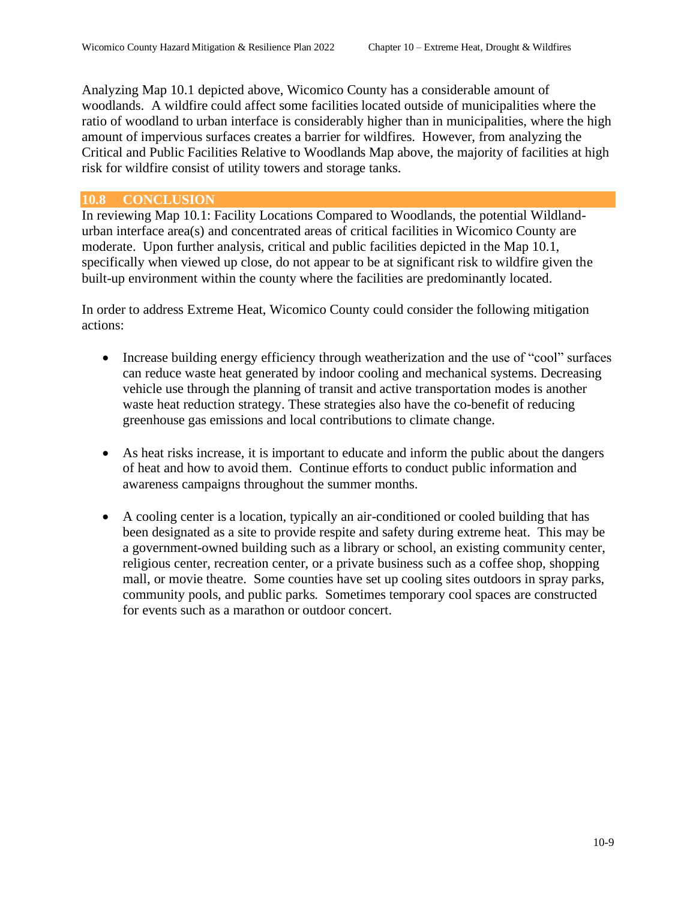Analyzing Map 10.1 depicted above, Wicomico County has a considerable amount of woodlands. A wildfire could affect some facilities located outside of municipalities where the ratio of woodland to urban interface is considerably higher than in municipalities, where the high amount of impervious surfaces creates a barrier for wildfires. However, from analyzing the Critical and Public Facilities Relative to Woodlands Map above, the majority of facilities at high risk for wildfire consist of utility towers and storage tanks.

## 10.8 CONCLUSION

In reviewing Map 10.1: Facility Locations Compared to Woodlands, the potential Wildland-urban interface area(s) and concentrated areas of critical facilities in Wicomico County are moderate. Upon further analysis, critical and public facilities depicted in the Map 10.1, specifically when viewed up close, do not appear to be at significant risk to wildfire given the built-up environment within the county where the facilities are predominantly located.

In order to address Extreme Heat, Wicomico County could consider the following mitigation actions:

- Increase building energy efficiency through weatherization and the use of "cool" surfaces can reduce waste heat generated by indoor cooling and mechanical systems. Decreasing vehicle use through the planning of transit and active transportation modes is another waste heat reduction strategy. These strategies also have the co-benefit of reducing greenhouse gas emissions and local contributions to climate change.

- As heat risks increase, it is important to educate and inform the public about the dangers of heat and how to avoid them. Continue efforts to conduct public information and awareness campaigns throughout the summer months.

- A cooling center is a location, typically an air-conditioned or cooled building that has been designated as a site to provide respite and safety during extreme heat. This may be a government-owned building such as a library or school, an existing community center, religious center, recreation center, or a private business such as a coffee shop, shopping mall, or movie theatre. Some counties have set up cooling sites outdoors in spray parks, community pools, and public parks. Sometimes temporary cool spaces are constructed for events such as a marathon or outdoor concert.